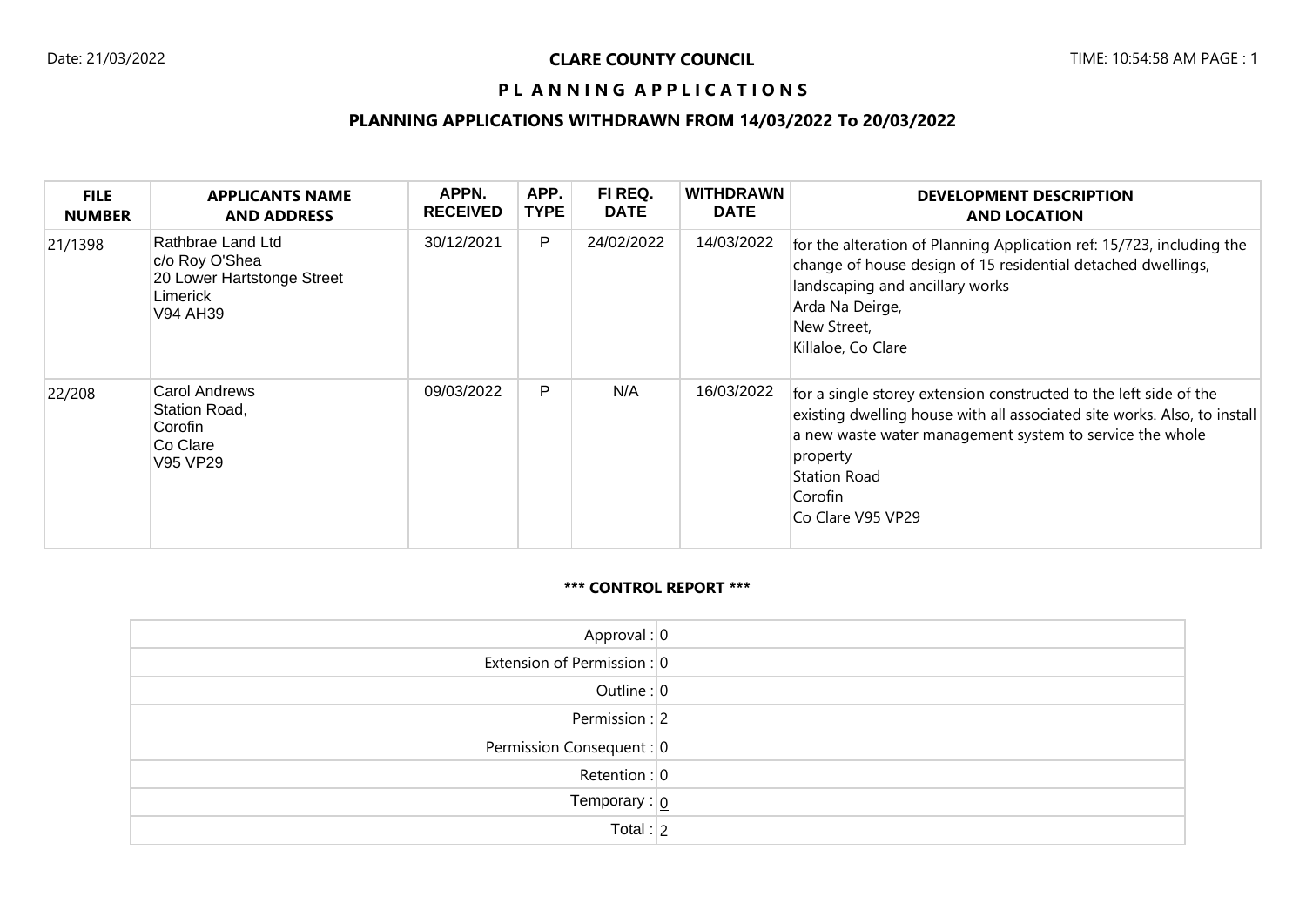Date: 21/03/2022

# CLARE COUNTY COUNCIL

## PLANNING APPLICATIONS

### PLANNING APPLICATIONS WITHDRAWN FROM 14/03/2022 To 20/03/2022

| FILE NUMBER | APPLICANTS NAME AND ADDRESS | APPN. RECEIVED | APP. TYPE | FI REQ. DATE | WITHDRAWN DATE | DEVELOPMENT DESCRIPTION AND LOCATION |
|---|---|---|---|---|---|---|
| 21/1398 | Rathbrae Land Ltd<br>c/o Roy O'Shea<br>20 Lower Hartstonge Street<br>Limerick<br>V94 AH39 | 30/12/2021 | P | 24/02/2022 | 14/03/2022 | for the alteration of Planning Application ref: 15/723, including the change of house design of 15 residential detached dwellings, landscaping and ancillary works<br>Arda Na Deirge,<br>New Street,<br>Killaloe, Co Clare |
| 22/208 | Carol Andrews<br>Station Road,<br>Corofin<br>Co Clare<br>V95 VP29 | 09/03/2022 | P | N/A | 16/03/2022 | for a single storey extension constructed to the left side of the existing dwelling house with all associated site works. Also, to install a new waste water management system to service the whole property<br>Station Road<br>Corofin<br>Co Clare V95 VP29 |

**\*\*\* CONTROL REPORT \*\*\***

| | |
|---|---|
| Approval : | 0 |
| Extension of Permission : | 0 |
| Outline : | 0 |
| Permission : | 2 |
| Permission Consequent : | 0 |
| Retention : | 0 |
| Temporary : | 0 |
| Total : | 2 |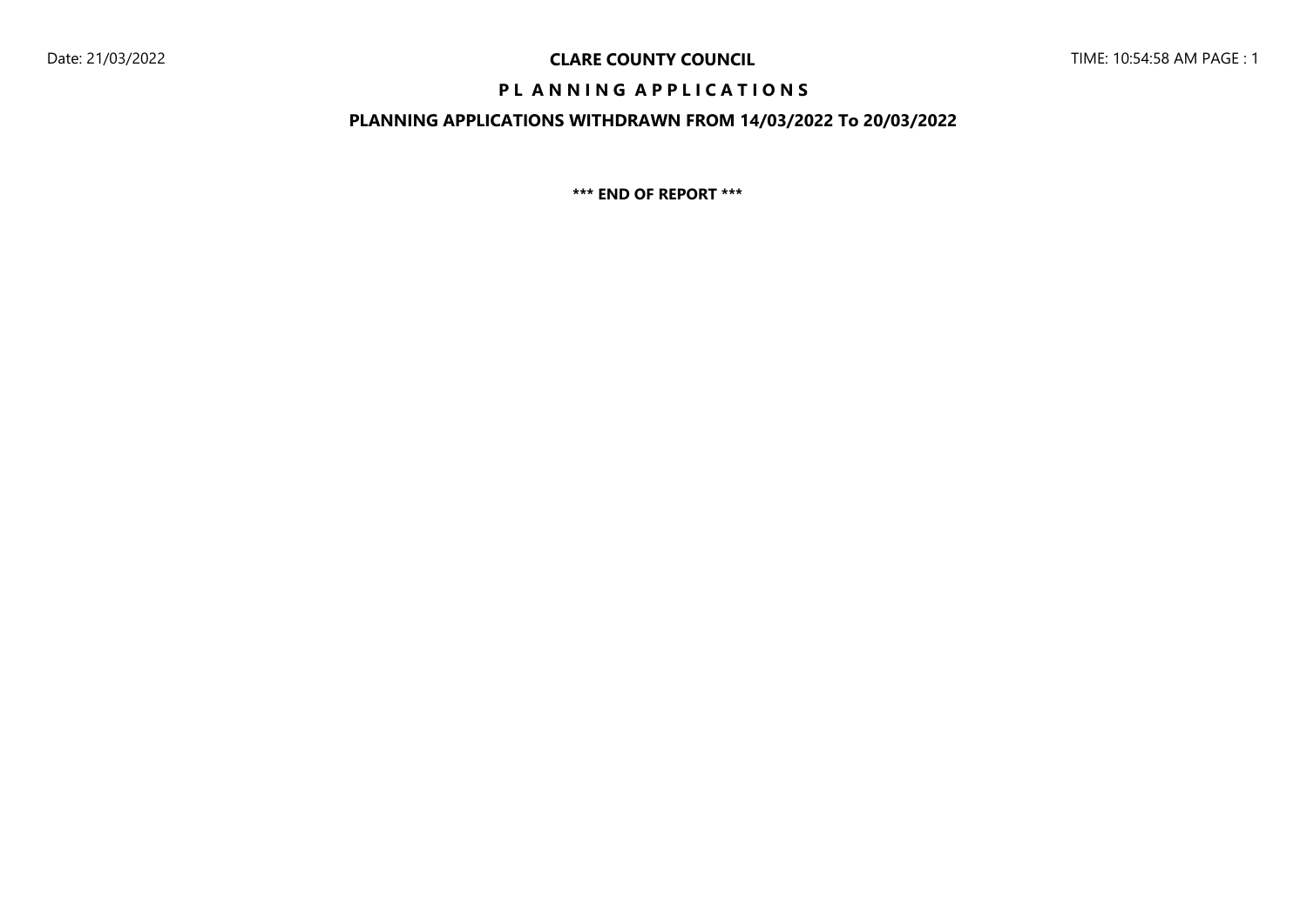Date: 21/03/2022

**CLARE COUNTY COUNCIL**

TIME: 10:54:58 AM PAGE : 1

**P L A N N I N G A P P L I C A T I O N S**

**PLANNING APPLICATIONS WITHDRAWN FROM 14/03/2022 To 20/03/2022**

**\*\*\* END OF REPORT \*\*\***